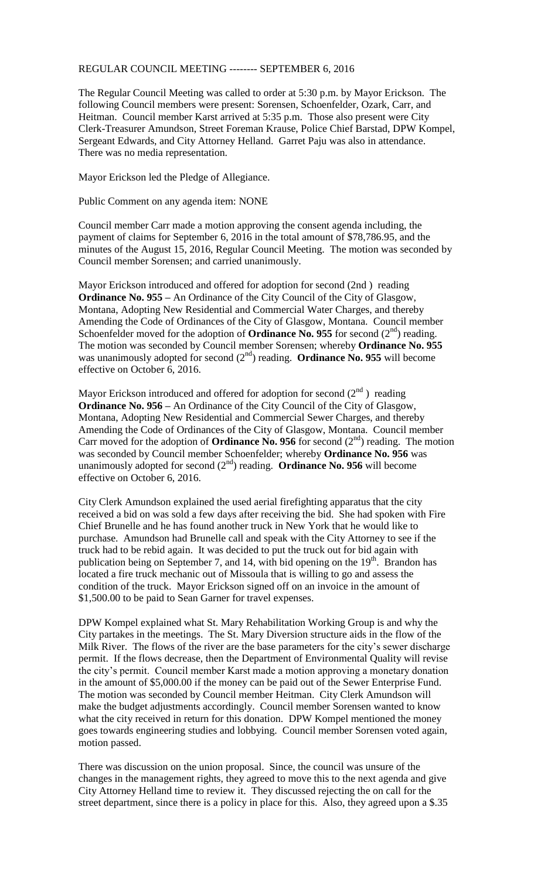REGULAR COUNCIL MEETING -------- SEPTEMBER 6, 2016

The Regular Council Meeting was called to order at 5:30 p.m. by Mayor Erickson. The following Council members were present: Sorensen, Schoenfelder, Ozark, Carr, and Heitman. Council member Karst arrived at 5:35 p.m. Those also present were City Clerk-Treasurer Amundson, Street Foreman Krause, Police Chief Barstad, DPW Kompel, Sergeant Edwards, and City Attorney Helland. Garret Paju was also in attendance. There was no media representation.

Mayor Erickson led the Pledge of Allegiance.

Public Comment on any agenda item: NONE

Council member Carr made a motion approving the consent agenda including, the payment of claims for September 6, 2016 in the total amount of $78,786.95, and the minutes of the August 15, 2016, Regular Council Meeting. The motion was seconded by Council member Sorensen; and carried unanimously.

Mayor Erickson introduced and offered for adoption for second (2nd ) reading **Ordinance No. 955 –** An Ordinance of the City Council of the City of Glasgow, Montana, Adopting New Residential and Commercial Water Charges, and thereby Amending the Code of Ordinances of the City of Glasgow, Montana. Council member Schoenfelder moved for the adoption of **Ordinance No. 955** for second (2nd) reading. The motion was seconded by Council member Sorensen; whereby **Ordinance No. 955** was unanimously adopted for second (2nd) reading. **Ordinance No. 955** will become effective on October 6, 2016.

Mayor Erickson introduced and offered for adoption for second (2nd ) reading **Ordinance No. 956 –** An Ordinance of the City Council of the City of Glasgow, Montana, Adopting New Residential and Commercial Sewer Charges, and thereby Amending the Code of Ordinances of the City of Glasgow, Montana. Council member Carr moved for the adoption of **Ordinance No. 956** for second (2nd) reading. The motion was seconded by Council member Schoenfelder; whereby **Ordinance No. 956** was unanimously adopted for second (2nd) reading. **Ordinance No. 956** will become effective on October 6, 2016.

City Clerk Amundson explained the used aerial firefighting apparatus that the city received a bid on was sold a few days after receiving the bid. She had spoken with Fire Chief Brunelle and he has found another truck in New York that he would like to purchase. Amundson had Brunelle call and speak with the City Attorney to see if the truck had to be rebid again. It was decided to put the truck out for bid again with publication being on September 7, and 14, with bid opening on the 19th. Brandon has located a fire truck mechanic out of Missoula that is willing to go and assess the condition of the truck. Mayor Erickson signed off on an invoice in the amount of $1,500.00 to be paid to Sean Garner for travel expenses.

DPW Kompel explained what St. Mary Rehabilitation Working Group is and why the City partakes in the meetings. The St. Mary Diversion structure aids in the flow of the Milk River. The flows of the river are the base parameters for the city's sewer discharge permit. If the flows decrease, then the Department of Environmental Quality will revise the city's permit. Council member Karst made a motion approving a monetary donation in the amount of $5,000.00 if the money can be paid out of the Sewer Enterprise Fund. The motion was seconded by Council member Heitman. City Clerk Amundson will make the budget adjustments accordingly. Council member Sorensen wanted to know what the city received in return for this donation. DPW Kompel mentioned the money goes towards engineering studies and lobbying. Council member Sorensen voted again, motion passed.

There was discussion on the union proposal. Since, the council was unsure of the changes in the management rights, they agreed to move this to the next agenda and give City Attorney Helland time to review it. They discussed rejecting the on call for the street department, since there is a policy in place for this. Also, they agreed upon a $.35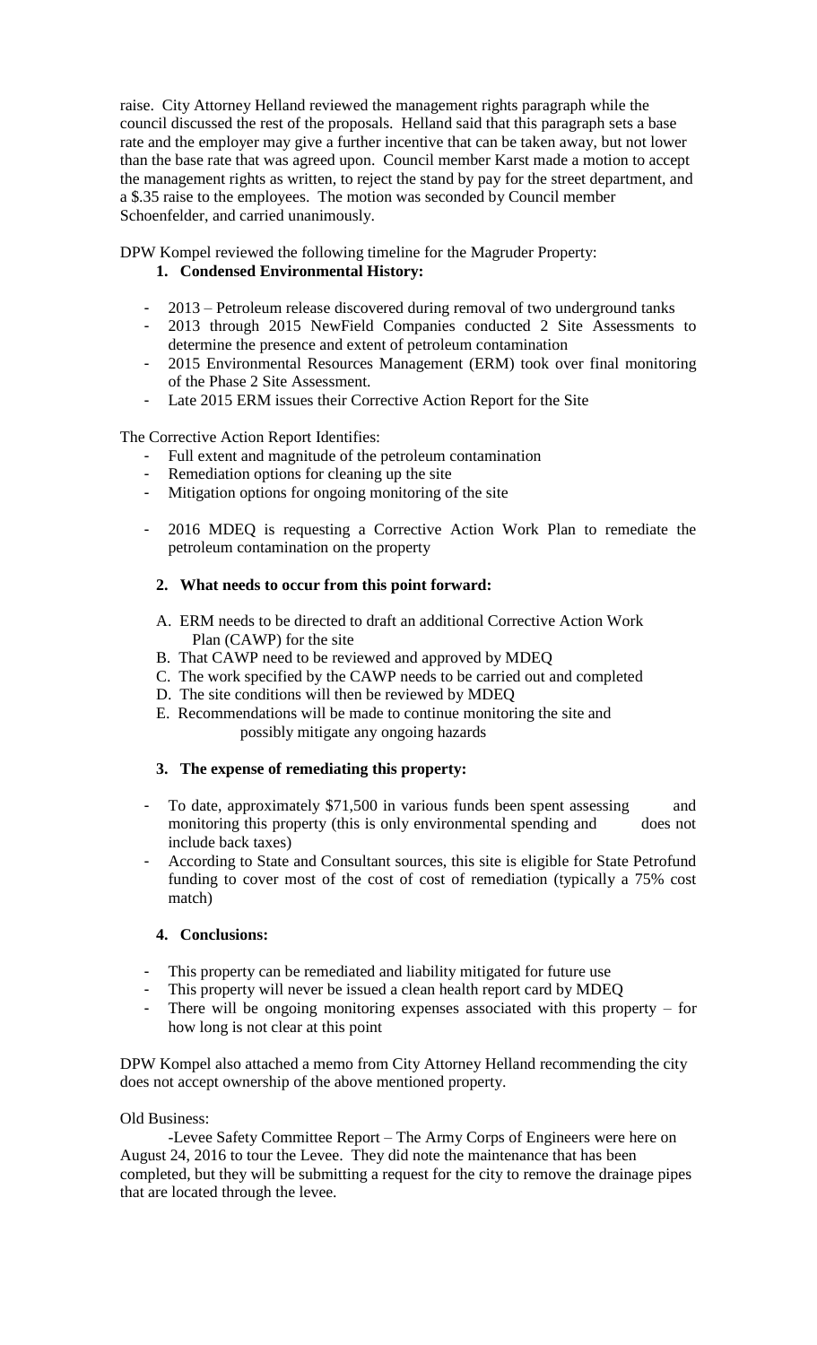raise. City Attorney Helland reviewed the management rights paragraph while the council discussed the rest of the proposals. Helland said that this paragraph sets a base rate and the employer may give a further incentive that can be taken away, but not lower than the base rate that was agreed upon. Council member Karst made a motion to accept the management rights as written, to reject the stand by pay for the street department, and a $.35 raise to the employees. The motion was seconded by Council member Schoenfelder, and carried unanimously.

DPW Kompel reviewed the following timeline for the Magruder Property:

1. **Condensed Environmental History:**

- 2013 – Petroleum release discovered during removal of two underground tanks
- 2013 through 2015 NewField Companies conducted 2 Site Assessments to determine the presence and extent of petroleum contamination
- 2015 Environmental Resources Management (ERM) took over final monitoring of the Phase 2 Site Assessment.
- Late 2015 ERM issues their Corrective Action Report for the Site

The Corrective Action Report Identifies:

- Full extent and magnitude of the petroleum contamination
- Remediation options for cleaning up the site
- Mitigation options for ongoing monitoring of the site

- 2016 MDEQ is requesting a Corrective Action Work Plan to remediate the petroleum contamination on the property

2. **What needs to occur from this point forward:**

A. ERM needs to be directed to draft an additional Corrective Action Work Plan (CAWP) for the site
B. That CAWP need to be reviewed and approved by MDEQ
C. The work specified by the CAWP needs to be carried out and completed
D. The site conditions will then be reviewed by MDEQ
E. Recommendations will be made to continue monitoring the site and possibly mitigate any ongoing hazards

3. **The expense of remediating this property:**

- To date, approximately $71,500 in various funds been spent assessing and monitoring this property (this is only environmental spending and does not include back taxes)
- According to State and Consultant sources, this site is eligible for State Petrofund funding to cover most of the cost of cost of remediation (typically a 75% cost match)

4. **Conclusions:**

- This property can be remediated and liability mitigated for future use
- This property will never be issued a clean health report card by MDEQ
- There will be ongoing monitoring expenses associated with this property – for how long is not clear at this point

DPW Kompel also attached a memo from City Attorney Helland recommending the city does not accept ownership of the above mentioned property.

Old Business:

-Levee Safety Committee Report – The Army Corps of Engineers were here on August 24, 2016 to tour the Levee. They did note the maintenance that has been completed, but they will be submitting a request for the city to remove the drainage pipes that are located through the levee.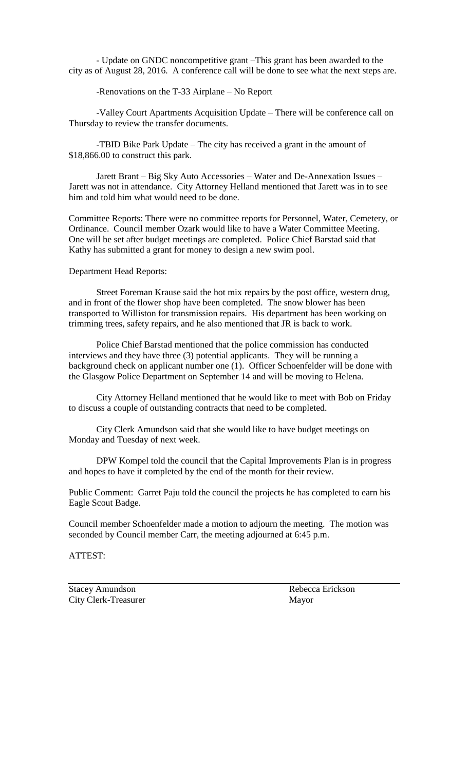- Update on GNDC noncompetitive grant –This grant has been awarded to the city as of August 28, 2016. A conference call will be done to see what the next steps are.

-Renovations on the T-33 Airplane – No Report

-Valley Court Apartments Acquisition Update – There will be conference call on Thursday to review the transfer documents.

-TBID Bike Park Update – The city has received a grant in the amount of $18,866.00 to construct this park.

Jarett Brant – Big Sky Auto Accessories – Water and De-Annexation Issues – Jarett was not in attendance. City Attorney Helland mentioned that Jarett was in to see him and told him what would need to be done.

Committee Reports: There were no committee reports for Personnel, Water, Cemetery, or Ordinance. Council member Ozark would like to have a Water Committee Meeting. One will be set after budget meetings are completed. Police Chief Barstad said that Kathy has submitted a grant for money to design a new swim pool.

Department Head Reports:

Street Foreman Krause said the hot mix repairs by the post office, western drug, and in front of the flower shop have been completed. The snow blower has been transported to Williston for transmission repairs. His department has been working on trimming trees, safety repairs, and he also mentioned that JR is back to work.

Police Chief Barstad mentioned that the police commission has conducted interviews and they have three (3) potential applicants. They will be running a background check on applicant number one (1). Officer Schoenfelder will be done with the Glasgow Police Department on September 14 and will be moving to Helena.

City Attorney Helland mentioned that he would like to meet with Bob on Friday to discuss a couple of outstanding contracts that need to be completed.

City Clerk Amundson said that she would like to have budget meetings on Monday and Tuesday of next week.

DPW Kompel told the council that the Capital Improvements Plan is in progress and hopes to have it completed by the end of the month for their review.

Public Comment: Garret Paju told the council the projects he has completed to earn his Eagle Scout Badge.

Council member Schoenfelder made a motion to adjourn the meeting. The motion was seconded by Council member Carr, the meeting adjourned at 6:45 p.m.

ATTEST:

Stacey Amundson
City Clerk-Treasurer

Rebecca Erickson
Mayor